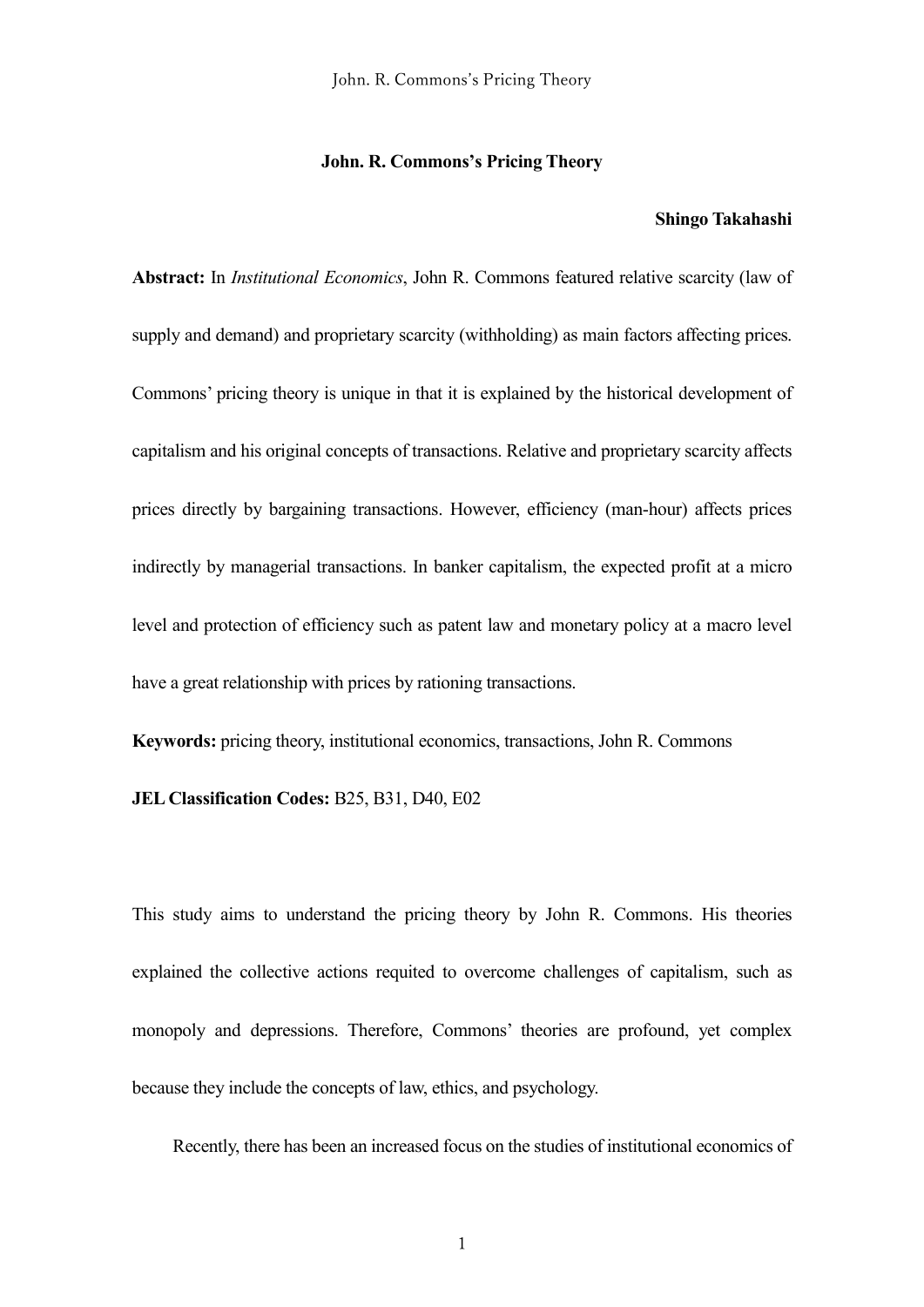# John. R. Commons's Pricing Theory

**Shingo Takahashi**

**Abstract:** In *Institutional Economics*, John R. Commons featured relative scarcity (law of supply and demand) and proprietary scarcity (withholding) as main factors affecting prices. Commons' pricing theory is unique in that it is explained by the historical development of capitalism and his original concepts of transactions. Relative and proprietary scarcity affects prices directly by bargaining transactions. However, efficiency (man-hour) affects prices indirectly by managerial transactions. In banker capitalism, the expected profit at a micro level and protection of efficiency such as patent law and monetary policy at a macro level have a great relationship with prices by rationing transactions.

**Keywords:** pricing theory, institutional economics, transactions, John R. Commons

**JEL Classification Codes:** B25, B31, D40, E02

This study aims to understand the pricing theory by John R. Commons. His theories explained the collective actions requited to overcome challenges of capitalism, such as monopoly and depressions. Therefore, Commons' theories are profound, yet complex because they include the concepts of law, ethics, and psychology.

Recently, there has been an increased focus on the studies of institutional economics of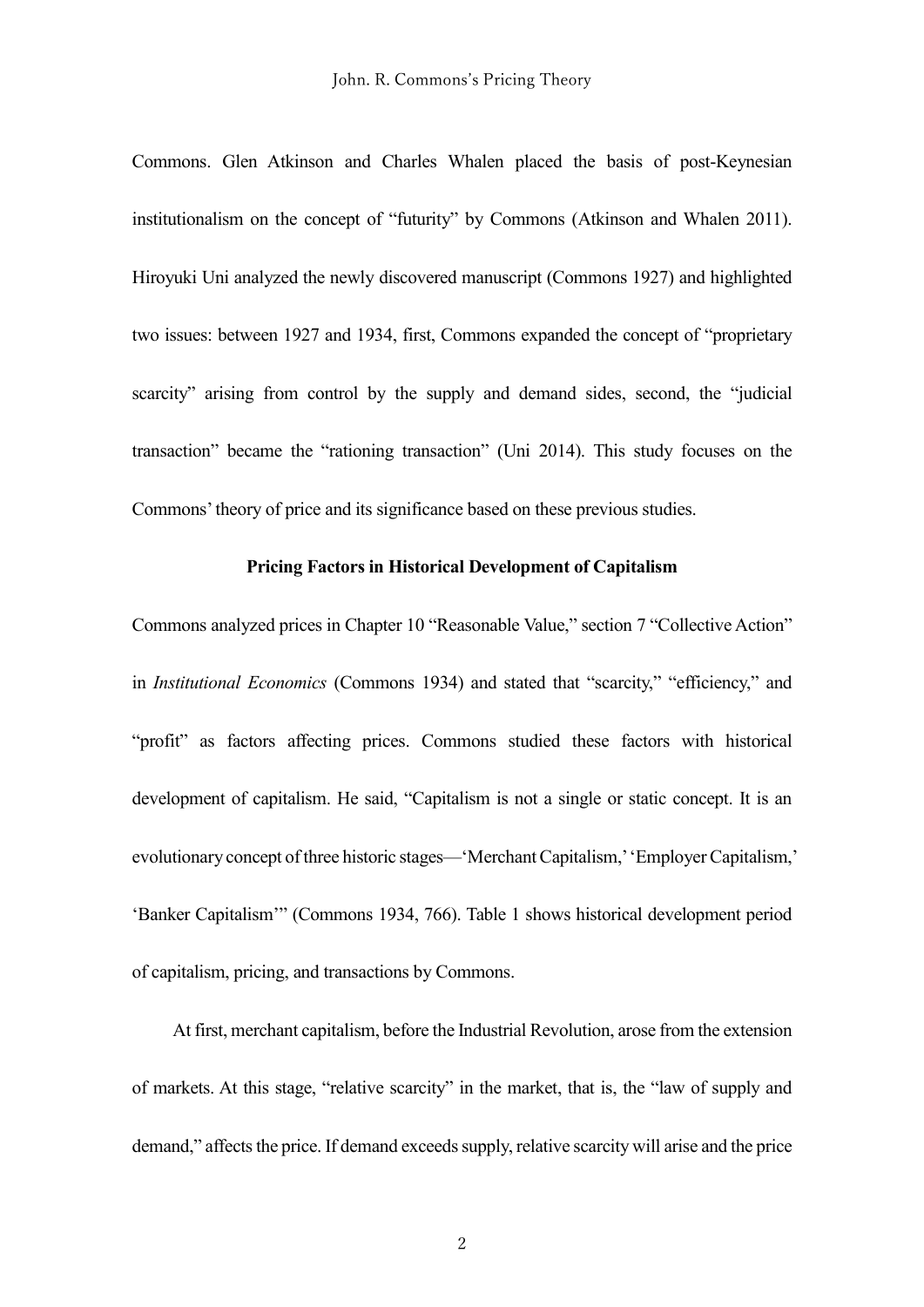Commons. Glen Atkinson and Charles Whalen placed the basis of post-Keynesian institutionalism on the concept of "futurity" by Commons (Atkinson and Whalen 2011). Hiroyuki Uni analyzed the newly discovered manuscript (Commons 1927) and highlighted two issues: between 1927 and 1934, first, Commons expanded the concept of "proprietary scarcity" arising from control by the supply and demand sides, second, the "judicial transaction" became the "rationing transaction" (Uni 2014). This study focuses on the Commons' theory of price and its significance based on these previous studies.

**Pricing Factors in Historical Development of Capitalism**

Commons analyzed prices in Chapter 10 "Reasonable Value," section 7 "Collective Action" in *Institutional Economics* (Commons 1934) and stated that "scarcity," "efficiency," and "profit" as factors affecting prices. Commons studied these factors with historical development of capitalism. He said, "Capitalism is not a single or static concept. It is an evolutionary concept of three historic stages—'Merchant Capitalism,' 'Employer Capitalism,' 'Banker Capitalism'" (Commons 1934, 766). Table 1 shows historical development period of capitalism, pricing, and transactions by Commons.

At first, merchant capitalism, before the Industrial Revolution, arose from the extension of markets. At this stage, "relative scarcity" in the market, that is, the "law of supply and demand," affects the price. If demand exceeds supply, relative scarcity will arise and the price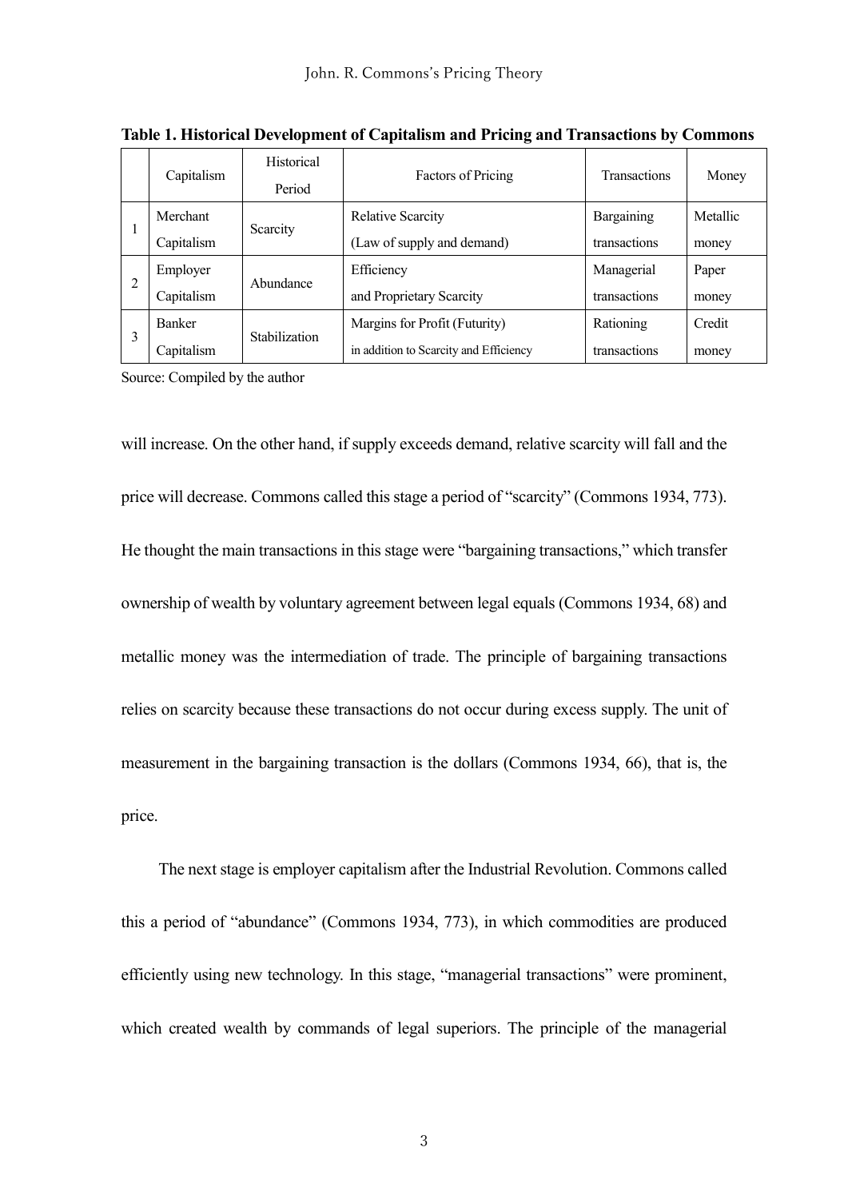**Table 1. Historical Development of Capitalism and Pricing and Transactions by Commons**

| | Capitalism | Historical Period | Factors of Pricing | Transactions | Money |
|---|---|---|---|---|---|
| 1 | Merchant Capitalism | Scarcity | Relative Scarcity (Law of supply and demand) | Bargaining transactions | Metallic money |
| 2 | Employer Capitalism | Abundance | Efficiency and Proprietary Scarcity | Managerial transactions | Paper money |
| 3 | Banker Capitalism | Stabilization | Margins for Profit (Futurity) in addition to Scarcity and Efficiency | Rationing transactions | Credit money |

Source: Compiled by the author

will increase. On the other hand, if supply exceeds demand, relative scarcity will fall and the price will decrease. Commons called this stage a period of "scarcity" (Commons 1934, 773). He thought the main transactions in this stage were "bargaining transactions," which transfer ownership of wealth by voluntary agreement between legal equals (Commons 1934, 68) and metallic money was the intermediation of trade. The principle of bargaining transactions relies on scarcity because these transactions do not occur during excess supply. The unit of measurement in the bargaining transaction is the dollars (Commons 1934, 66), that is, the price.

The next stage is employer capitalism after the Industrial Revolution. Commons called this a period of "abundance" (Commons 1934, 773), in which commodities are produced efficiently using new technology. In this stage, "managerial transactions" were prominent, which created wealth by commands of legal superiors. The principle of the managerial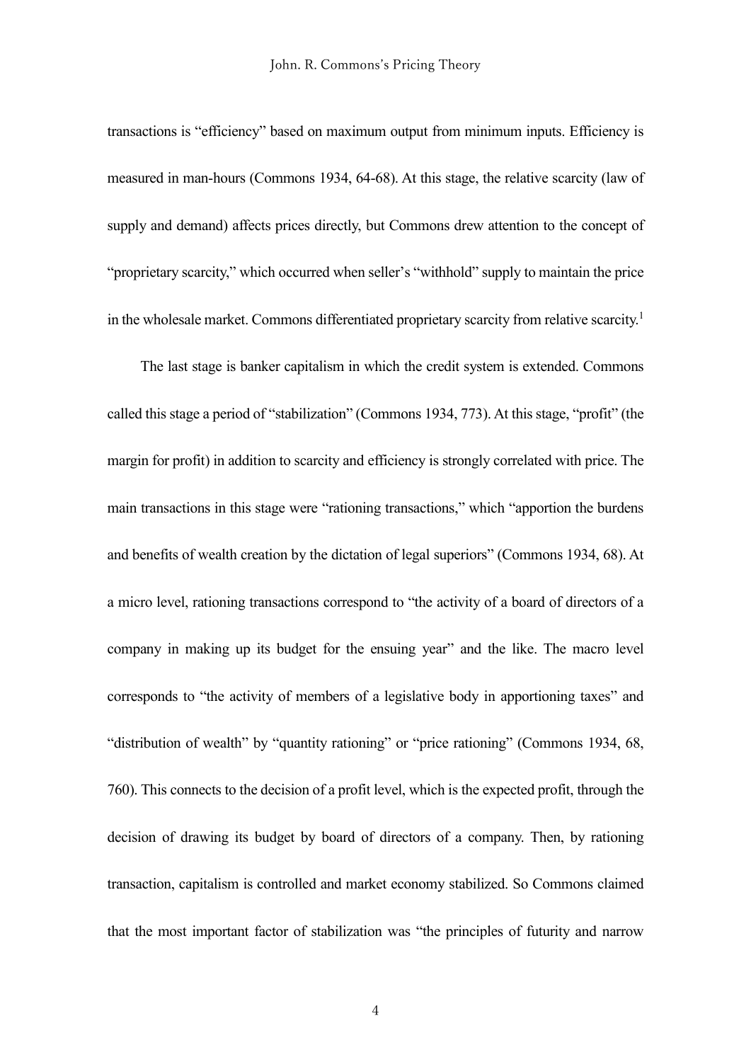transactions is "efficiency" based on maximum output from minimum inputs. Efficiency is measured in man-hours (Commons 1934, 64-68). At this stage, the relative scarcity (law of supply and demand) affects prices directly, but Commons drew attention to the concept of "proprietary scarcity," which occurred when seller's "withhold" supply to maintain the price in the wholesale market. Commons differentiated proprietary scarcity from relative scarcity.[1]

The last stage is banker capitalism in which the credit system is extended. Commons called this stage a period of "stabilization" (Commons 1934, 773). At this stage, "profit" (the margin for profit) in addition to scarcity and efficiency is strongly correlated with price. The main transactions in this stage were "rationing transactions," which "apportion the burdens and benefits of wealth creation by the dictation of legal superiors" (Commons 1934, 68). At a micro level, rationing transactions correspond to "the activity of a board of directors of a company in making up its budget for the ensuing year" and the like. The macro level corresponds to "the activity of members of a legislative body in apportioning taxes" and "distribution of wealth" by "quantity rationing" or "price rationing" (Commons 1934, 68, 760). This connects to the decision of a profit level, which is the expected profit, through the decision of drawing its budget by board of directors of a company. Then, by rationing transaction, capitalism is controlled and market economy stabilized. So Commons claimed that the most important factor of stabilization was "the principles of futurity and narrow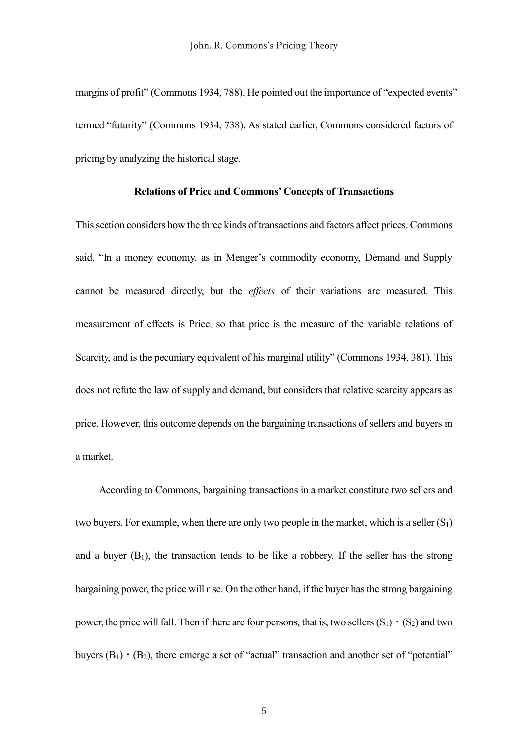margins of profit" (Commons 1934, 788). He pointed out the importance of "expected events" termed "futurity" (Commons 1934, 738). As stated earlier, Commons considered factors of pricing by analyzing the historical stage.

### Relations of Price and Commons' Concepts of Transactions

This section considers how the three kinds of transactions and factors affect prices. Commons said, "In a money economy, as in Menger's commodity economy, Demand and Supply cannot be measured directly, but the *effects* of their variations are measured. This measurement of effects is Price, so that price is the measure of the variable relations of Scarcity, and is the pecuniary equivalent of his marginal utility" (Commons 1934, 381). This does not refute the law of supply and demand, but considers that relative scarcity appears as price. However, this outcome depends on the bargaining transactions of sellers and buyers in a market.

According to Commons, bargaining transactions in a market constitute two sellers and two buyers. For example, when there are only two people in the market, which is a seller ($S_1$) and a buyer ($B_1$), the transaction tends to be like a robbery. If the seller has the strong bargaining power, the price will rise. On the other hand, if the buyer has the strong bargaining power, the price will fall. Then if there are four persons, that is, two sellers ($S_1$)・($S_2$) and two buyers ($B_1$)・($B_2$), there emerge a set of "actual" transaction and another set of "potential"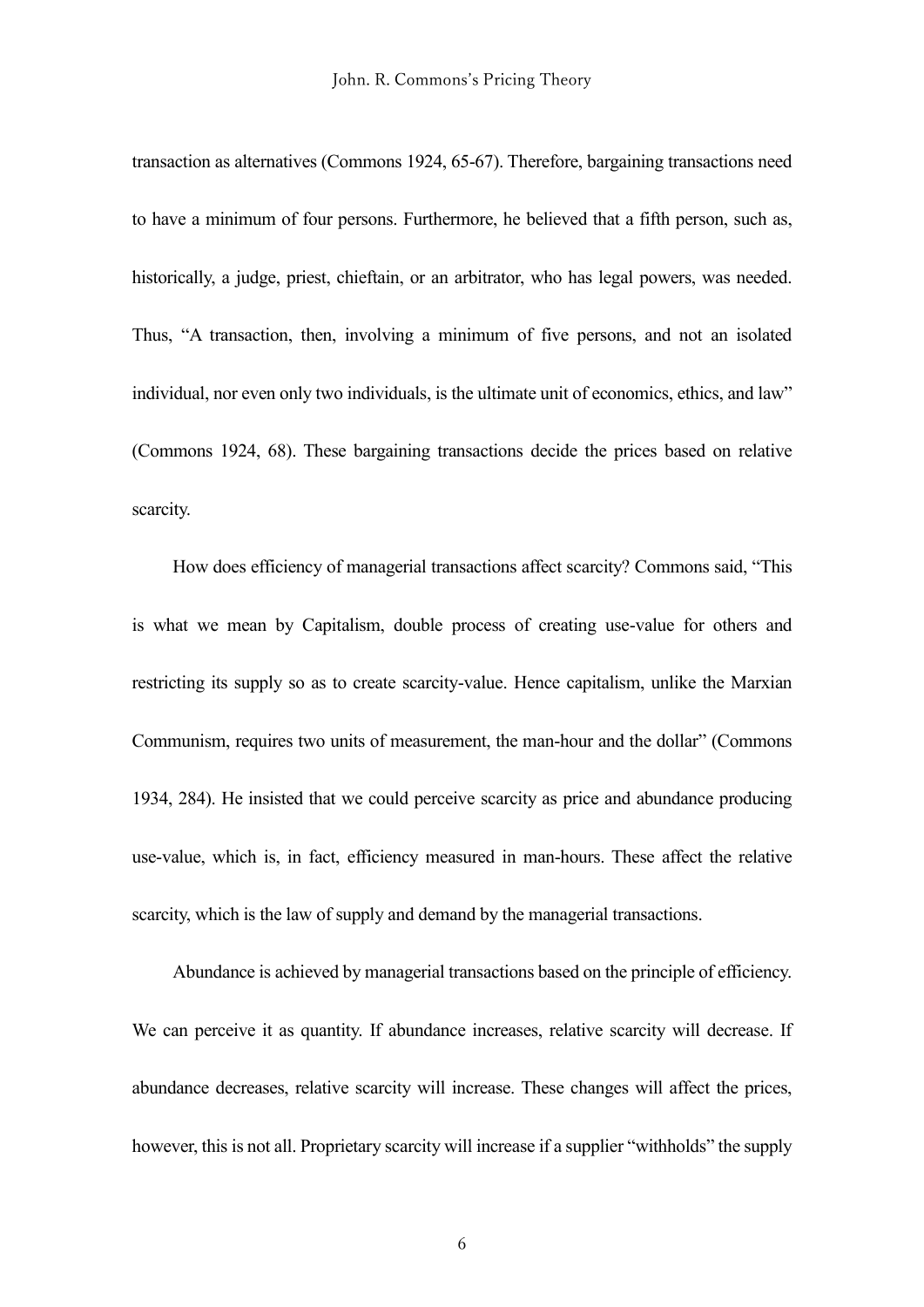transaction as alternatives (Commons 1924, 65-67). Therefore, bargaining transactions need to have a minimum of four persons. Furthermore, he believed that a fifth person, such as, historically, a judge, priest, chieftain, or an arbitrator, who has legal powers, was needed. Thus, "A transaction, then, involving a minimum of five persons, and not an isolated individual, nor even only two individuals, is the ultimate unit of economics, ethics, and law" (Commons 1924, 68). These bargaining transactions decide the prices based on relative scarcity.

How does efficiency of managerial transactions affect scarcity? Commons said, "This is what we mean by Capitalism, double process of creating use-value for others and restricting its supply so as to create scarcity-value. Hence capitalism, unlike the Marxian Communism, requires two units of measurement, the man-hour and the dollar" (Commons 1934, 284). He insisted that we could perceive scarcity as price and abundance producing use-value, which is, in fact, efficiency measured in man-hours. These affect the relative scarcity, which is the law of supply and demand by the managerial transactions.

Abundance is achieved by managerial transactions based on the principle of efficiency. We can perceive it as quantity. If abundance increases, relative scarcity will decrease. If abundance decreases, relative scarcity will increase. These changes will affect the prices, however, this is not all. Proprietary scarcity will increase if a supplier "withholds" the supply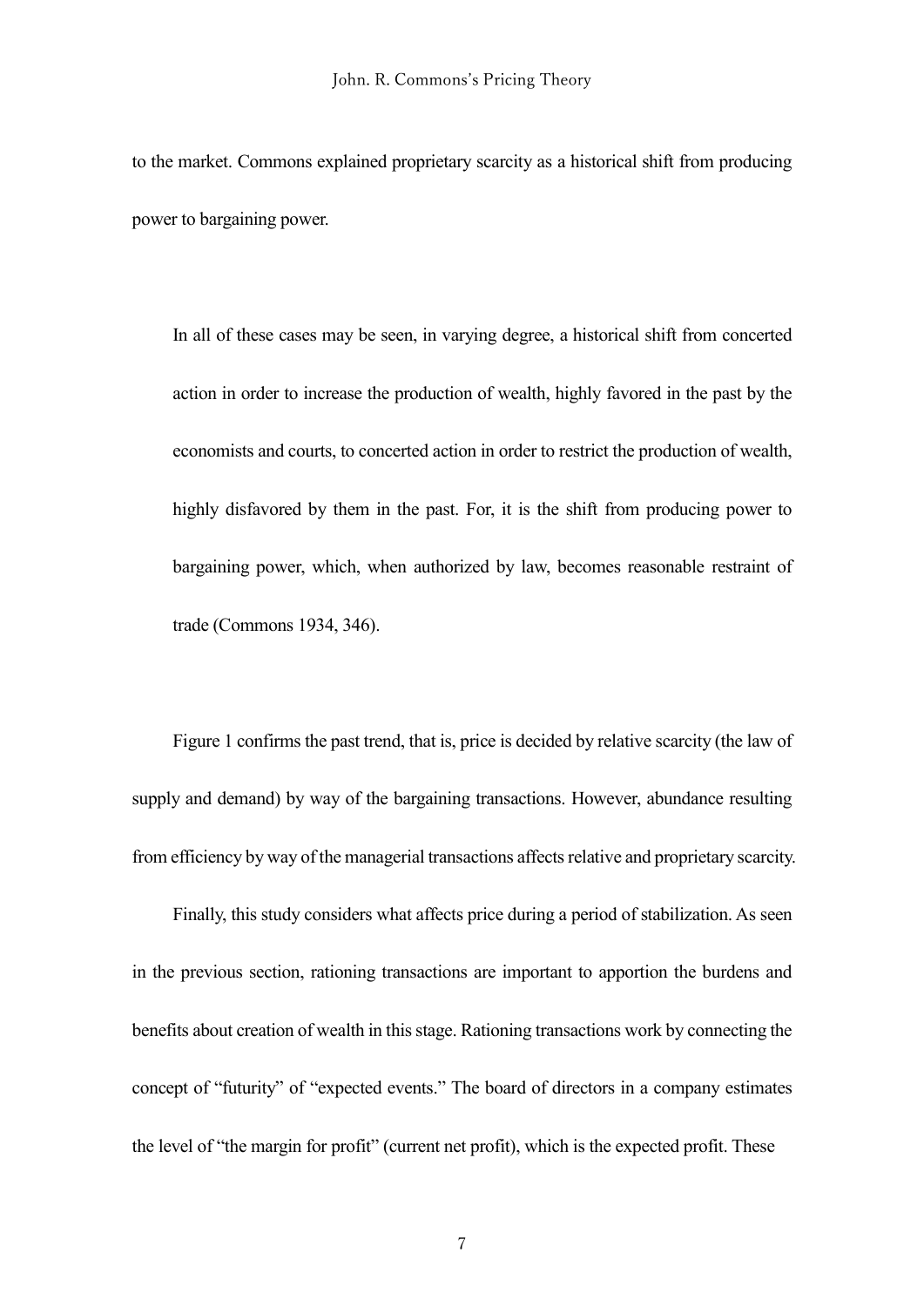to the market. Commons explained proprietary scarcity as a historical shift from producing power to bargaining power.

> In all of these cases may be seen, in varying degree, a historical shift from concerted action in order to increase the production of wealth, highly favored in the past by the economists and courts, to concerted action in order to restrict the production of wealth, highly disfavored by them in the past. For, it is the shift from producing power to bargaining power, which, when authorized by law, becomes reasonable restraint of trade (Commons 1934, 346).

Figure 1 confirms the past trend, that is, price is decided by relative scarcity (the law of supply and demand) by way of the bargaining transactions. However, abundance resulting from efficiency by way of the managerial transactions affects relative and proprietary scarcity.

Finally, this study considers what affects price during a period of stabilization. As seen in the previous section, rationing transactions are important to apportion the burdens and benefits about creation of wealth in this stage. Rationing transactions work by connecting the concept of "futurity" of "expected events." The board of directors in a company estimates the level of "the margin for profit" (current net profit), which is the expected profit. These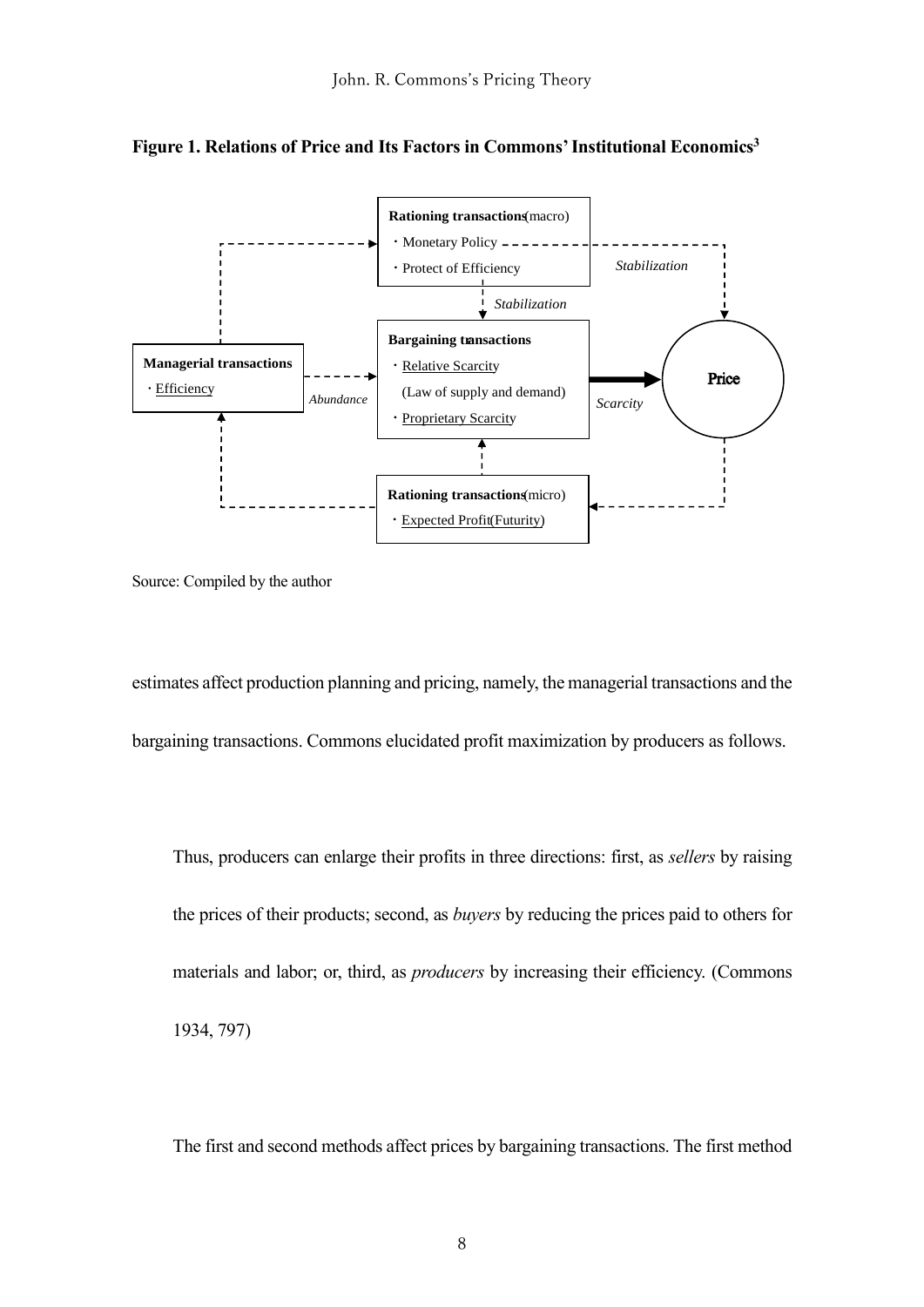**Figure 1. Relations of Price and Its Factors in Commons' Institutional Economics**[3]

Rationing transactions(macro)
・Monetary Policy
・Protect of Efficiency

Stabilization

Stabilization

Managerial transactions
・Efficiency

Abundance

Bargaining transactions
・Relative Scarcity
(Law of supply and demand)
・Proprietary Scarcity

Scarcity

Price

Rationing transactions(micro)
・Expected Profit(Futurity)

Source: Compiled by the author

estimates affect production planning and pricing, namely, the managerial transactions and the bargaining transactions. Commons elucidated profit maximization by producers as follows.

> Thus, producers can enlarge their profits in three directions: first, as *sellers* by raising the prices of their products; second, as *buyers* by reducing the prices paid to others for materials and labor; or, third, as *producers* by increasing their efficiency. (Commons 1934, 797)

The first and second methods affect prices by bargaining transactions. The first method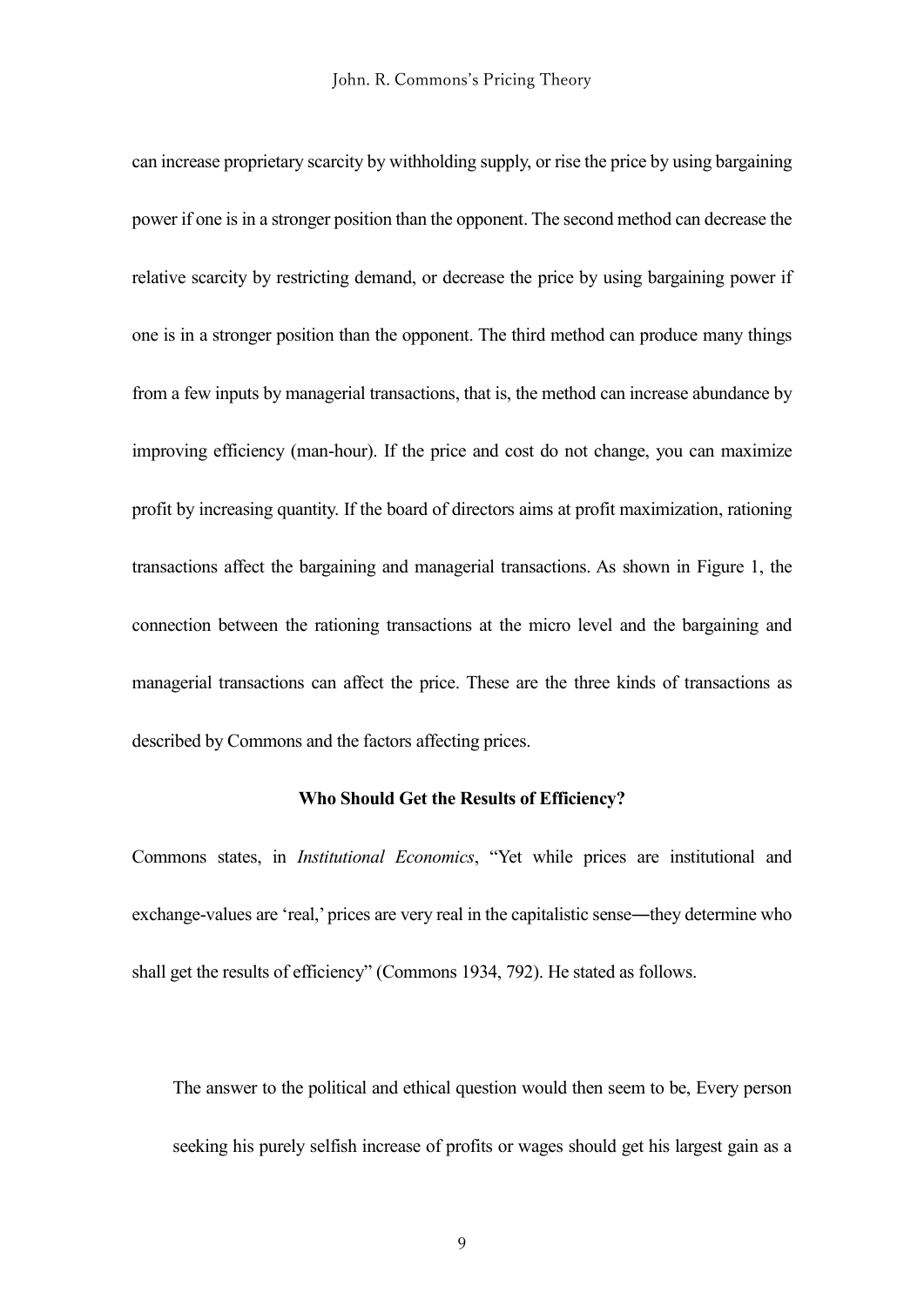can increase proprietary scarcity by withholding supply, or rise the price by using bargaining power if one is in a stronger position than the opponent. The second method can decrease the relative scarcity by restricting demand, or decrease the price by using bargaining power if one is in a stronger position than the opponent. The third method can produce many things from a few inputs by managerial transactions, that is, the method can increase abundance by improving efficiency (man-hour). If the price and cost do not change, you can maximize profit by increasing quantity. If the board of directors aims at profit maximization, rationing transactions affect the bargaining and managerial transactions. As shown in Figure 1, the connection between the rationing transactions at the micro level and the bargaining and managerial transactions can affect the price. These are the three kinds of transactions as described by Commons and the factors affecting prices.

### Who Should Get the Results of Efficiency?

Commons states, in *Institutional Economics*, "Yet while prices are institutional and exchange-values are 'real,' prices are very real in the capitalistic sense—they determine who shall get the results of efficiency" (Commons 1934, 792). He stated as follows.

> The answer to the political and ethical question would then seem to be, Every person seeking his purely selfish increase of profits or wages should get his largest gain as a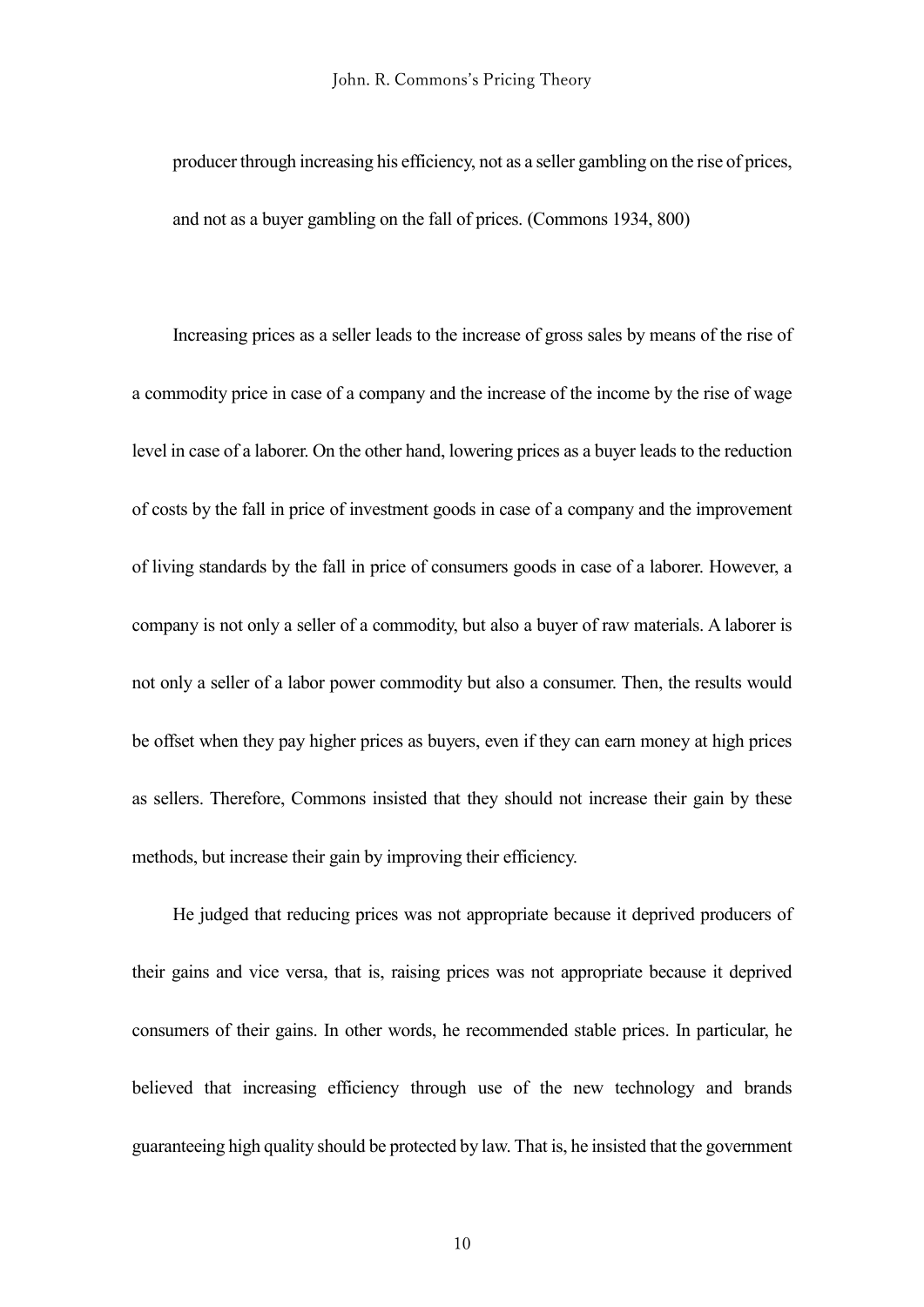producer through increasing his efficiency, not as a seller gambling on the rise of prices, and not as a buyer gambling on the fall of prices. (Commons 1934, 800)

Increasing prices as a seller leads to the increase of gross sales by means of the rise of a commodity price in case of a company and the increase of the income by the rise of wage level in case of a laborer. On the other hand, lowering prices as a buyer leads to the reduction of costs by the fall in price of investment goods in case of a company and the improvement of living standards by the fall in price of consumers goods in case of a laborer. However, a company is not only a seller of a commodity, but also a buyer of raw materials. A laborer is not only a seller of a labor power commodity but also a consumer. Then, the results would be offset when they pay higher prices as buyers, even if they can earn money at high prices as sellers. Therefore, Commons insisted that they should not increase their gain by these methods, but increase their gain by improving their efficiency.

He judged that reducing prices was not appropriate because it deprived producers of their gains and vice versa, that is, raising prices was not appropriate because it deprived consumers of their gains. In other words, he recommended stable prices. In particular, he believed that increasing efficiency through use of the new technology and brands guaranteeing high quality should be protected by law. That is, he insisted that the government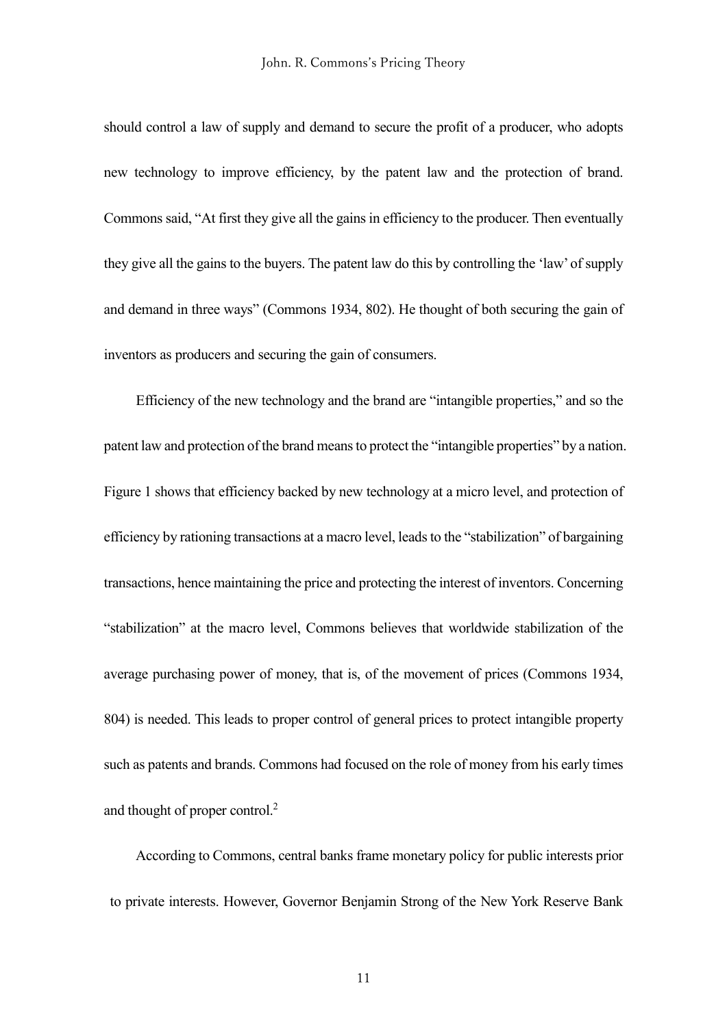should control a law of supply and demand to secure the profit of a producer, who adopts new technology to improve efficiency, by the patent law and the protection of brand. Commons said, "At first they give all the gains in efficiency to the producer. Then eventually they give all the gains to the buyers. The patent law do this by controlling the 'law' of supply and demand in three ways" (Commons 1934, 802). He thought of both securing the gain of inventors as producers and securing the gain of consumers.

Efficiency of the new technology and the brand are "intangible properties," and so the patent law and protection of the brand means to protect the "intangible properties" by a nation. Figure 1 shows that efficiency backed by new technology at a micro level, and protection of efficiency by rationing transactions at a macro level, leads to the "stabilization" of bargaining transactions, hence maintaining the price and protecting the interest of inventors. Concerning "stabilization" at the macro level, Commons believes that worldwide stabilization of the average purchasing power of money, that is, of the movement of prices (Commons 1934, 804) is needed. This leads to proper control of general prices to protect intangible property such as patents and brands. Commons had focused on the role of money from his early times and thought of proper control.[2]

According to Commons, central banks frame monetary policy for public interests prior to private interests. However, Governor Benjamin Strong of the New York Reserve Bank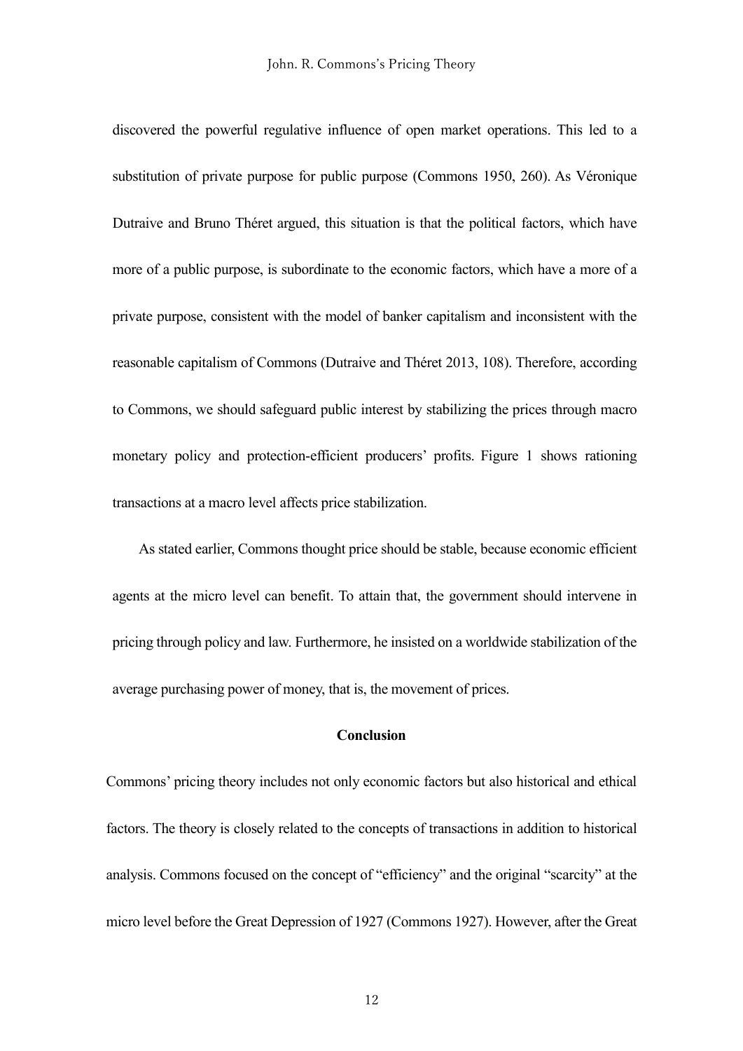discovered the powerful regulative influence of open market operations. This led to a substitution of private purpose for public purpose (Commons 1950, 260). As Véronique Dutraive and Bruno Théret argued, this situation is that the political factors, which have more of a public purpose, is subordinate to the economic factors, which have a more of a private purpose, consistent with the model of banker capitalism and inconsistent with the reasonable capitalism of Commons (Dutraive and Théret 2013, 108). Therefore, according to Commons, we should safeguard public interest by stabilizing the prices through macro monetary policy and protection-efficient producers' profits. Figure 1 shows rationing transactions at a macro level affects price stabilization.

As stated earlier, Commons thought price should be stable, because economic efficient agents at the micro level can benefit. To attain that, the government should intervene in pricing through policy and law. Furthermore, he insisted on a worldwide stabilization of the average purchasing power of money, that is, the movement of prices.

## Conclusion

Commons' pricing theory includes not only economic factors but also historical and ethical factors. The theory is closely related to the concepts of transactions in addition to historical analysis. Commons focused on the concept of "efficiency" and the original "scarcity" at the micro level before the Great Depression of 1927 (Commons 1927). However, after the Great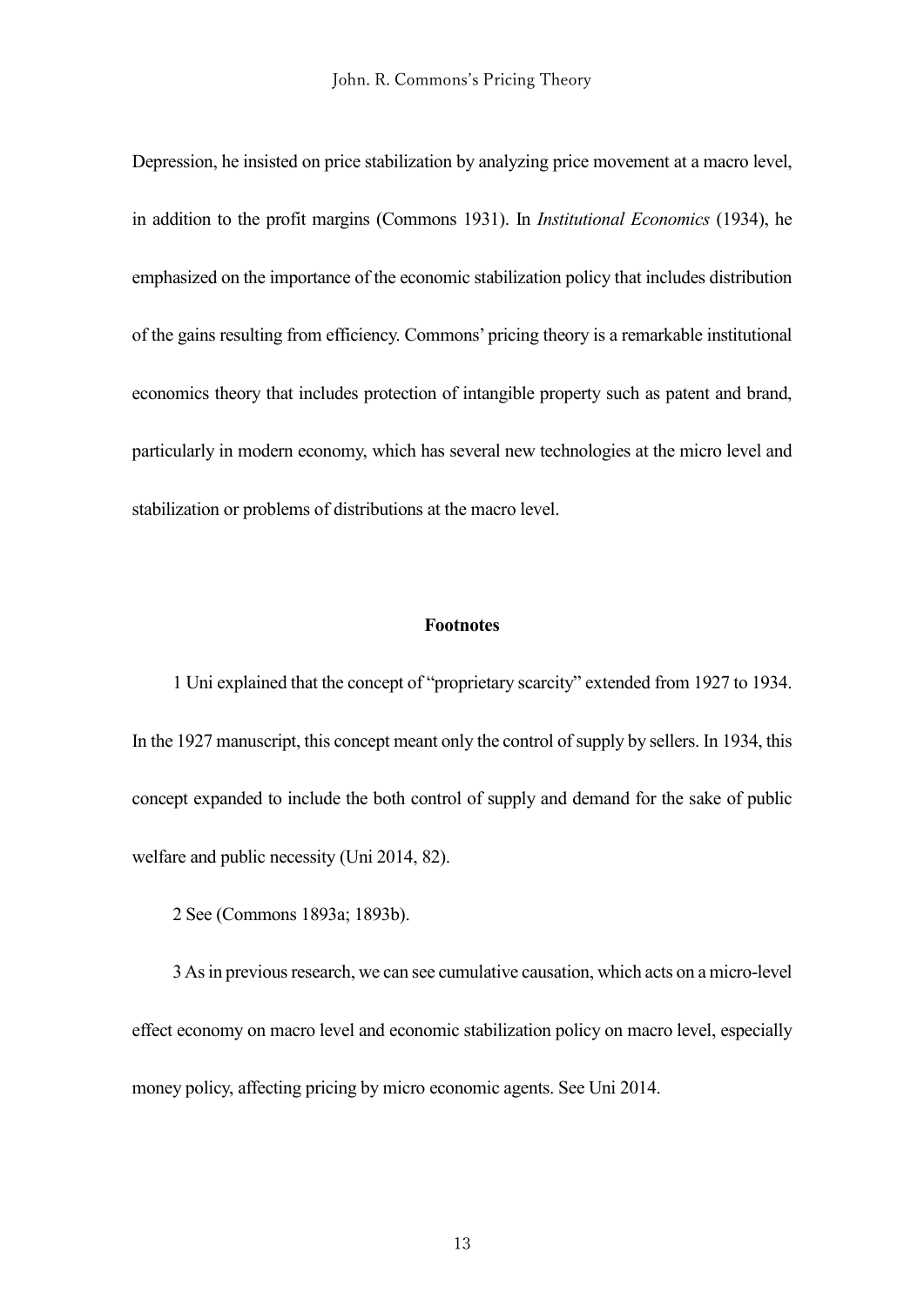Depression, he insisted on price stabilization by analyzing price movement at a macro level, in addition to the profit margins (Commons 1931). In *Institutional Economics* (1934), he emphasized on the importance of the economic stabilization policy that includes distribution of the gains resulting from efficiency. Commons' pricing theory is a remarkable institutional economics theory that includes protection of intangible property such as patent and brand, particularly in modern economy, which has several new technologies at the micro level and stabilization or problems of distributions at the macro level.

## Footnotes

1 Uni explained that the concept of "proprietary scarcity" extended from 1927 to 1934. In the 1927 manuscript, this concept meant only the control of supply by sellers. In 1934, this concept expanded to include the both control of supply and demand for the sake of public welfare and public necessity (Uni 2014, 82).

2 See (Commons 1893a; 1893b).

3 As in previous research, we can see cumulative causation, which acts on a micro-level effect economy on macro level and economic stabilization policy on macro level, especially money policy, affecting pricing by micro economic agents. See Uni 2014.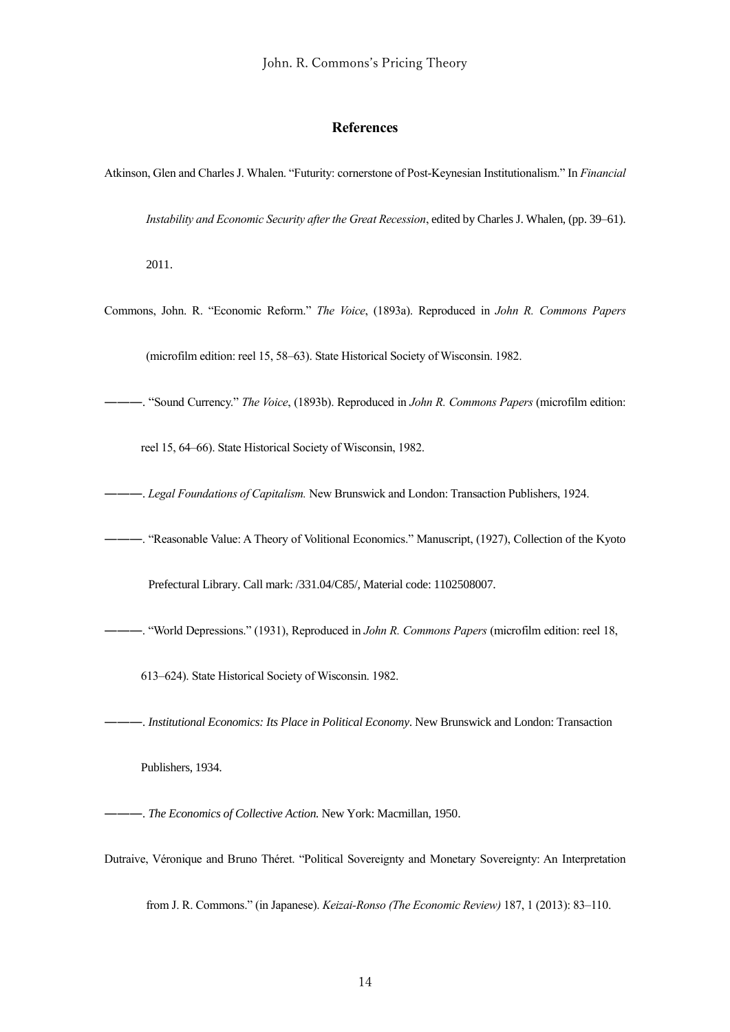## References

Atkinson, Glen and Charles J. Whalen. "Futurity: cornerstone of Post-Keynesian Institutionalism." In *Financial Instability and Economic Security after the Great Recession*, edited by Charles J. Whalen, (pp. 39–61). 2011.

Commons, John. R. "Economic Reform." *The Voice*, (1893a). Reproduced in *John R. Commons Papers* (microfilm edition: reel 15, 58–63). State Historical Society of Wisconsin. 1982.

———. "Sound Currency." *The Voice*, (1893b). Reproduced in *John R. Commons Papers* (microfilm edition: reel 15, 64–66). State Historical Society of Wisconsin, 1982.

———. *Legal Foundations of Capitalism.* New Brunswick and London: Transaction Publishers, 1924.

———. "Reasonable Value: A Theory of Volitional Economics." Manuscript, (1927), Collection of the Kyoto Prefectural Library. Call mark: /331.04/C85/, Material code: 1102508007.

———. "World Depressions." (1931), Reproduced in *John R. Commons Papers* (microfilm edition: reel 18, 613–624). State Historical Society of Wisconsin. 1982.

———. *Institutional Economics: Its Place in Political Economy*. New Brunswick and London: Transaction Publishers, 1934.

———. *The Economics of Collective Action.* New York: Macmillan, 1950.

Dutraive, Véronique and Bruno Théret. "Political Sovereignty and Monetary Sovereignty: An Interpretation from J. R. Commons." (in Japanese). *Keizai-Ronso (The Economic Review)* 187, 1 (2013): 83–110.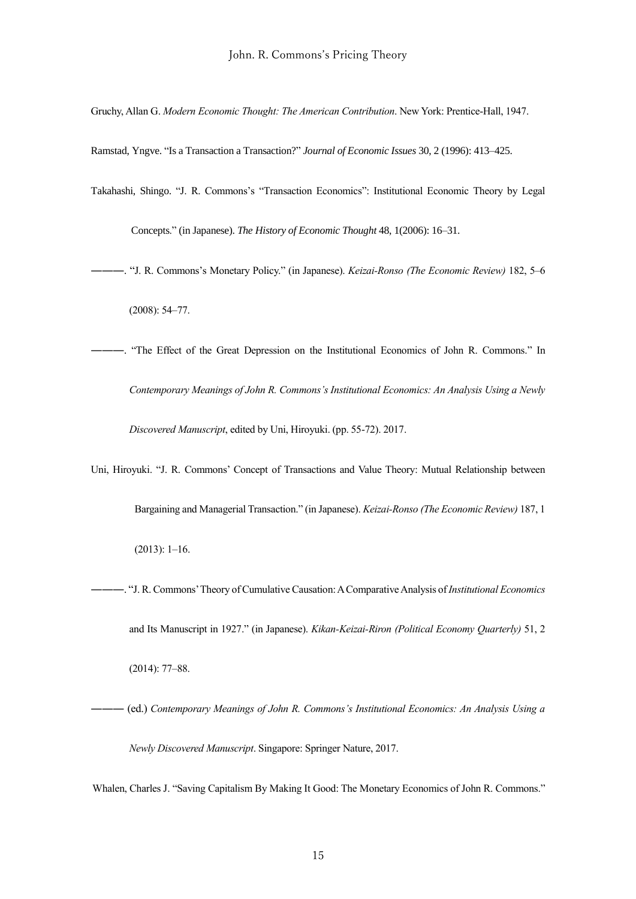Gruchy, Allan G. *Modern Economic Thought: The American Contribution*. New York: Prentice-Hall, 1947.

Ramstad, Yngve. “Is a Transaction a Transaction?” *Journal of Economic Issues* 30, 2 (1996): 413–425.

Takahashi, Shingo. “J. R. Commons’s “Transaction Economics”: Institutional Economic Theory by Legal Concepts.” (in Japanese). *The History of Economic Thought* 48, 1(2006): 16–31.

———. “J. R. Commons’s Monetary Policy.” (in Japanese). *Keizai-Ronso (The Economic Review)* 182, 5–6 (2008): 54–77.

———. “The Effect of the Great Depression on the Institutional Economics of John R. Commons.” In *Contemporary Meanings of John R. Commons’s Institutional Economics: An Analysis Using a Newly Discovered Manuscript*, edited by Uni, Hiroyuki. (pp. 55-72). 2017.

Uni, Hiroyuki. “J. R. Commons’ Concept of Transactions and Value Theory: Mutual Relationship between Bargaining and Managerial Transaction.” (in Japanese). *Keizai-Ronso (The Economic Review)* 187, 1 (2013): 1–16.

———. “J. R. Commons’ Theory of Cumulative Causation: A Comparative Analysis of *Institutional Economics* and Its Manuscript in 1927.” (in Japanese). *Kikan-Keizai-Riron (Political Economy Quarterly)* 51, 2 (2014): 77–88.

——— (ed.) *Contemporary Meanings of John R. Commons’s Institutional Economics: An Analysis Using a Newly Discovered Manuscript*. Singapore: Springer Nature, 2017.

Whalen, Charles J. “Saving Capitalism By Making It Good: The Monetary Economics of John R. Commons.”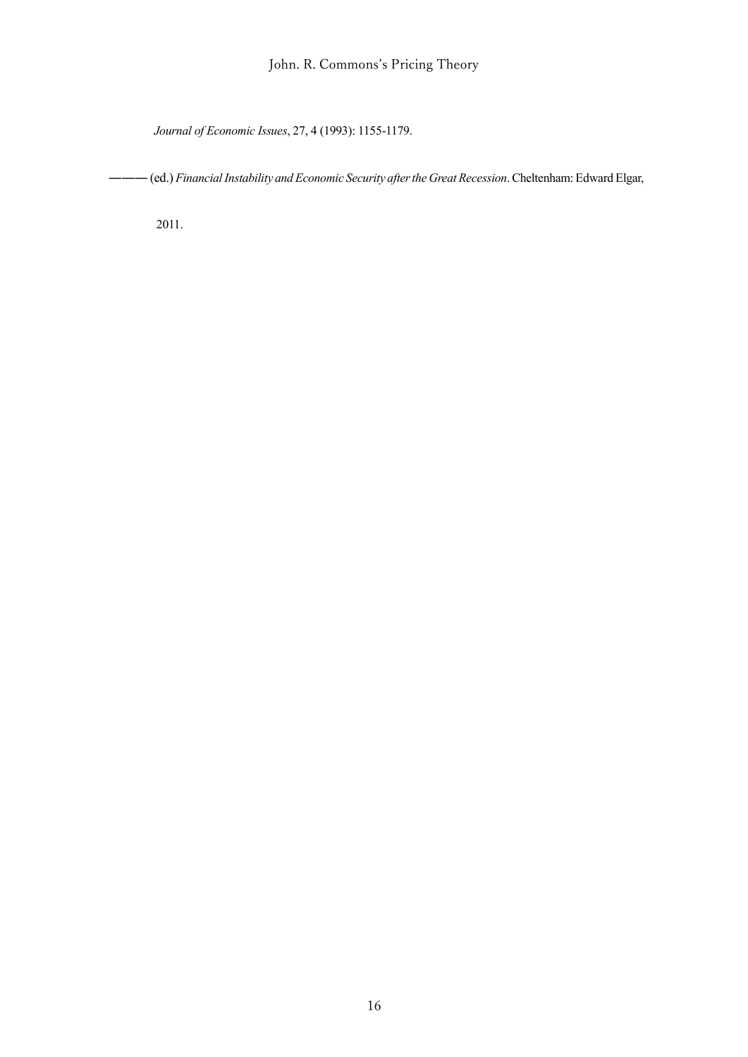*Journal of Economic Issues*, 27, 4 (1993): 1155-1179.

——— (ed.) *Financial Instability and Economic Security after the Great Recession*. Cheltenham: Edward Elgar, 2011.